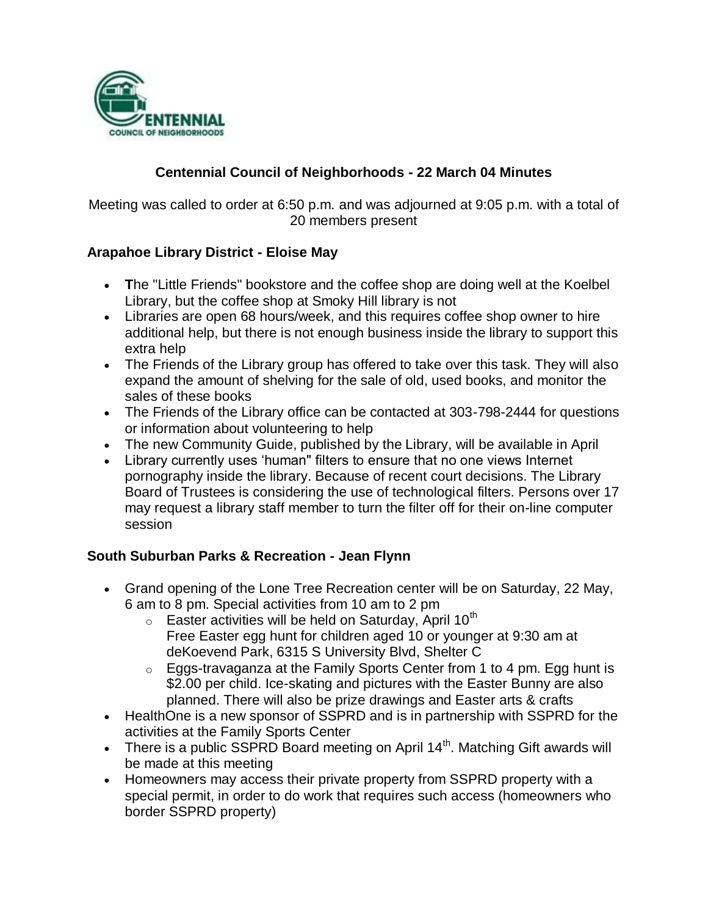# Centennial Council of Neighborhoods - 22 March 04 Minutes

Meeting was called to order at 6:50 p.m. and was adjourned at 9:05 p.m. with a total of 20 members present

## Arapahoe Library District - Eloise May

- **T**he "Little Friends" bookstore and the coffee shop are doing well at the Koelbel Library, but the coffee shop at Smoky Hill library is not
- Libraries are open 68 hours/week, and this requires coffee shop owner to hire additional help, but there is not enough business inside the library to support this extra help
- The Friends of the Library group has offered to take over this task. They will also expand the amount of shelving for the sale of old, used books, and monitor the sales of these books
- The Friends of the Library office can be contacted at 303-798-2444 for questions or information about volunteering to help
- The new Community Guide, published by the Library, will be available in April
- Library currently uses 'human" filters to ensure that no one views Internet pornography inside the library. Because of recent court decisions. The Library Board of Trustees is considering the use of technological filters. Persons over 17 may request a library staff member to turn the filter off for their on-line computer session

## South Suburban Parks & Recreation - Jean Flynn

- Grand opening of the Lone Tree Recreation center will be on Saturday, 22 May, 6 am to 8 pm. Special activities from 10 am to 2 pm
  - Easter activities will be held on Saturday, April 10th
    Free Easter egg hunt for children aged 10 or younger at 9:30 am at deKoevend Park, 6315 S University Blvd, Shelter C
  - Eggs-travaganza at the Family Sports Center from 1 to 4 pm. Egg hunt is $2.00 per child. Ice-skating and pictures with the Easter Bunny are also planned. There will also be prize drawings and Easter arts & crafts
- HealthOne is a new sponsor of SSPRD and is in partnership with SSPRD for the activities at the Family Sports Center
- There is a public SSPRD Board meeting on April 14th. Matching Gift awards will be made at this meeting
- Homeowners may access their private property from SSPRD property with a special permit, in order to do work that requires such access (homeowners who border SSPRD property)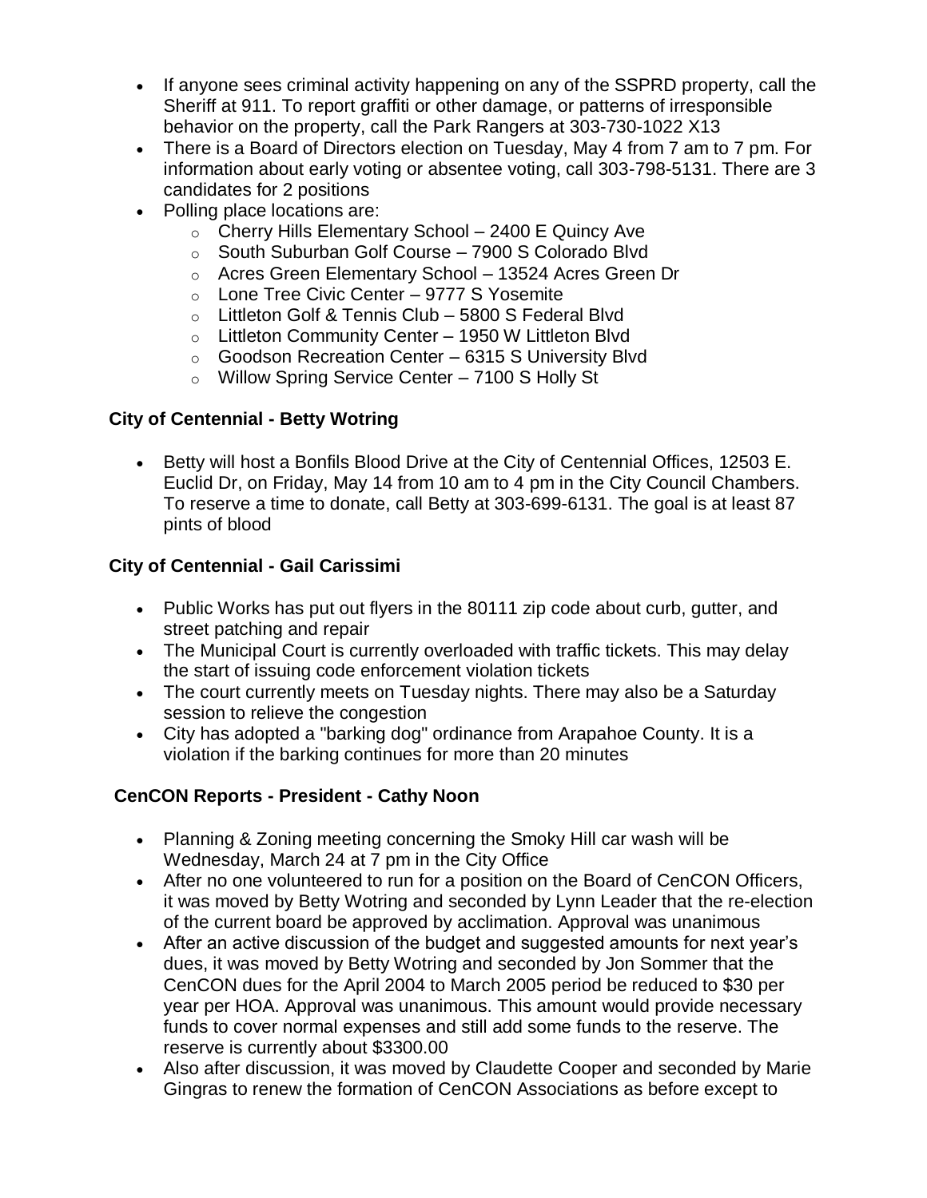- If anyone sees criminal activity happening on any of the SSPRD property, call the Sheriff at 911. To report graffiti or other damage, or patterns of irresponsible behavior on the property, call the Park Rangers at 303-730-1022 X13
- There is a Board of Directors election on Tuesday, May 4 from 7 am to 7 pm. For information about early voting or absentee voting, call 303-798-5131. There are 3 candidates for 2 positions
- Polling place locations are:
  - Cherry Hills Elementary School – 2400 E Quincy Ave
  - South Suburban Golf Course – 7900 S Colorado Blvd
  - Acres Green Elementary School – 13524 Acres Green Dr
  - Lone Tree Civic Center – 9777 S Yosemite
  - Littleton Golf & Tennis Club – 5800 S Federal Blvd
  - Littleton Community Center – 1950 W Littleton Blvd
  - Goodson Recreation Center – 6315 S University Blvd
  - Willow Spring Service Center – 7100 S Holly St

**City of Centennial - Betty Wotring**

- Betty will host a Bonfils Blood Drive at the City of Centennial Offices, 12503 E. Euclid Dr, on Friday, May 14 from 10 am to 4 pm in the City Council Chambers. To reserve a time to donate, call Betty at 303-699-6131. The goal is at least 87 pints of blood

**City of Centennial - Gail Carissimi**

- Public Works has put out flyers in the 80111 zip code about curb, gutter, and street patching and repair
- The Municipal Court is currently overloaded with traffic tickets. This may delay the start of issuing code enforcement violation tickets
- The court currently meets on Tuesday nights. There may also be a Saturday session to relieve the congestion
- City has adopted a "barking dog" ordinance from Arapahoe County. It is a violation if the barking continues for more than 20 minutes

**CenCON Reports - President - Cathy Noon**

- Planning & Zoning meeting concerning the Smoky Hill car wash will be Wednesday, March 24 at 7 pm in the City Office
- After no one volunteered to run for a position on the Board of CenCON Officers, it was moved by Betty Wotring and seconded by Lynn Leader that the re-election of the current board be approved by acclimation. Approval was unanimous
- After an active discussion of the budget and suggested amounts for next year's dues, it was moved by Betty Wotring and seconded by Jon Sommer that the CenCON dues for the April 2004 to March 2005 period be reduced to $30 per year per HOA. Approval was unanimous. This amount would provide necessary funds to cover normal expenses and still add some funds to the reserve. The reserve is currently about $3300.00
- Also after discussion, it was moved by Claudette Cooper and seconded by Marie Gingras to renew the formation of CenCON Associations as before except to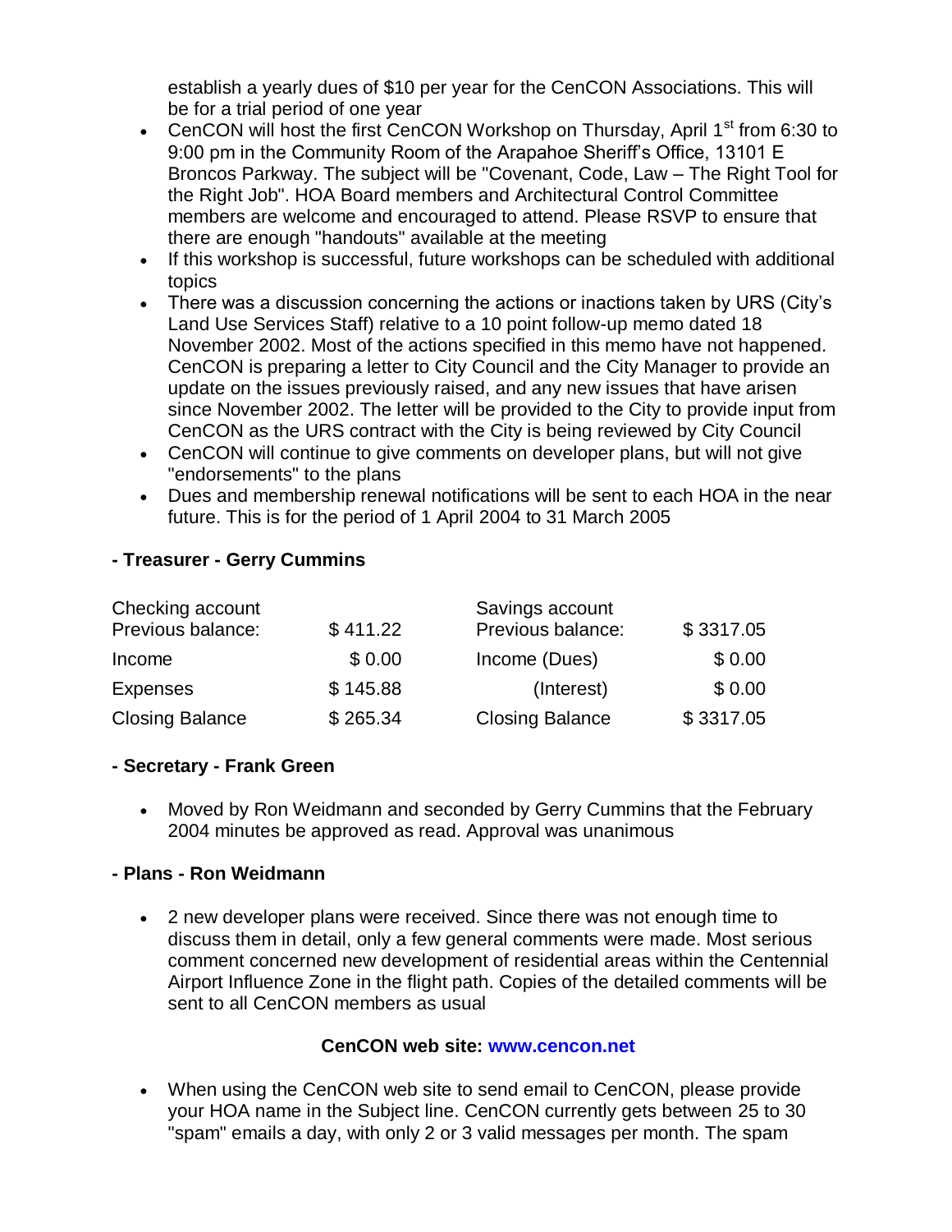establish a yearly dues of $10 per year for the CenCON Associations. This will be for a trial period of one year

- CenCON will host the first CenCON Workshop on Thursday, April 1st from 6:30 to 9:00 pm in the Community Room of the Arapahoe Sheriff's Office, 13101 E Broncos Parkway. The subject will be "Covenant, Code, Law – The Right Tool for the Right Job". HOA Board members and Architectural Control Committee members are welcome and encouraged to attend. Please RSVP to ensure that there are enough "handouts" available at the meeting
- If this workshop is successful, future workshops can be scheduled with additional topics
- There was a discussion concerning the actions or inactions taken by URS (City's Land Use Services Staff) relative to a 10 point follow-up memo dated 18 November 2002. Most of the actions specified in this memo have not happened. CenCON is preparing a letter to City Council and the City Manager to provide an update on the issues previously raised, and any new issues that have arisen since November 2002. The letter will be provided to the City to provide input from CenCON as the URS contract with the City is being reviewed by City Council
- CenCON will continue to give comments on developer plans, but will not give "endorsements" to the plans
- Dues and membership renewal notifications will be sent to each HOA in the near future. This is for the period of 1 April 2004 to 31 March 2005

**- Treasurer - Gerry Cummins**

| Checking account | | Savings account | |
|---|---|---|---|
| Previous balance: | $ 411.22 | Previous balance: | $ 3317.05 |
| Income | $ 0.00 | Income (Dues) | $ 0.00 |
| Expenses | $ 145.88 | (Interest) | $ 0.00 |
| Closing Balance | $ 265.34 | Closing Balance | $ 3317.05 |

**- Secretary - Frank Green**

- Moved by Ron Weidmann and seconded by Gerry Cummins that the February 2004 minutes be approved as read. Approval was unanimous

**- Plans - Ron Weidmann**

- 2 new developer plans were received. Since there was not enough time to discuss them in detail, only a few general comments were made. Most serious comment concerned new development of residential areas within the Centennial Airport Influence Zone in the flight path. Copies of the detailed comments will be sent to all CenCON members as usual

**CenCON web site: www.cencon.net**

- When using the CenCON web site to send email to CenCON, please provide your HOA name in the Subject line. CenCON currently gets between 25 to 30 "spam" emails a day, with only 2 or 3 valid messages per month. The spam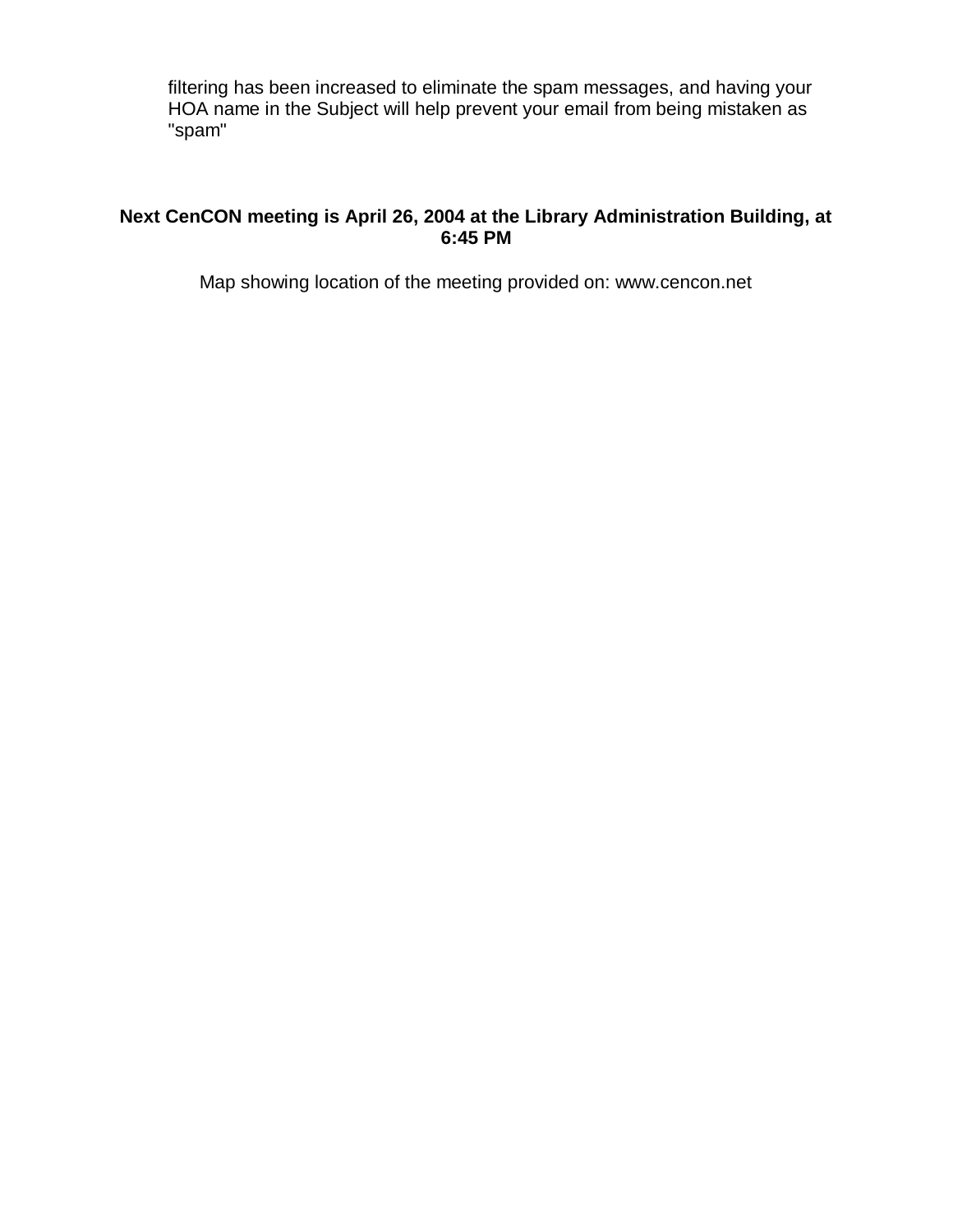filtering has been increased to eliminate the spam messages, and having your HOA name in the Subject will help prevent your email from being mistaken as "spam"

**Next CenCON meeting is April 26, 2004 at the Library Administration Building, at 6:45 PM**

Map showing location of the meeting provided on: www.cencon.net